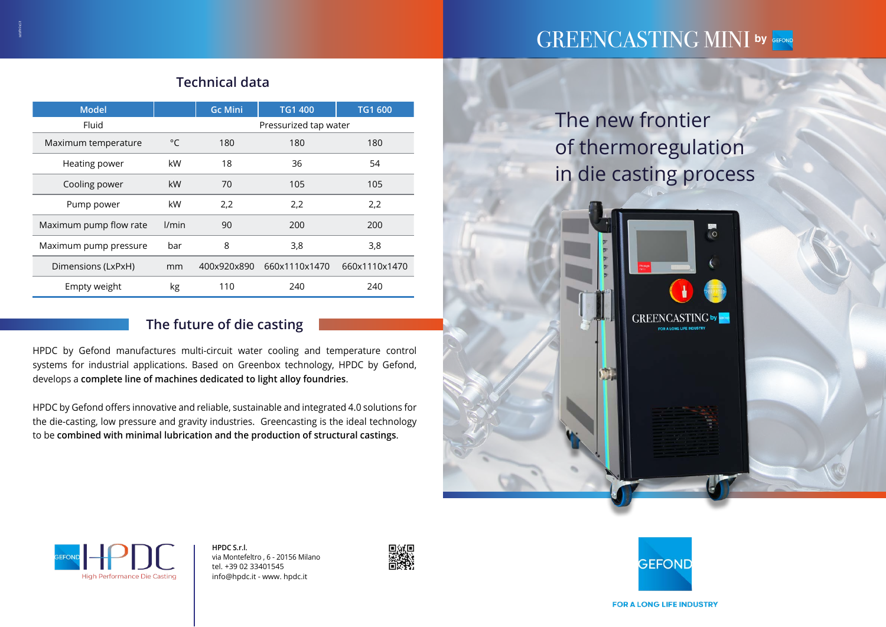# GREENCASTING MINI by GEFOND

## The new frontier of thermoregulation in die casting process

## Technical data

| Model | | Gc Mini | TG1 400 | TG1 600 |
|---|---|---|---|---|
| Fluid | | Pressurized tap water | | |
| Maximum temperature | °C | 180 | 180 | 180 |
| Heating power | kW | 18 | 36 | 54 |
| Cooling power | kW | 70 | 105 | 105 |
| Pump power | kW | 2,2 | 2,2 | 2,2 |
| Maximum pump flow rate | l/min | 90 | 200 | 200 |
| Maximum pump pressure | bar | 8 | 3,8 | 3,8 |
| Dimensions (LxPxH) | mm | 400x920x890 | 660x1110x1470 | 660x1110x1470 |
| Empty weight | kg | 110 | 240 | 240 |

## The future of die casting

HPDC by Gefond manufactures multi-circuit water cooling and temperature control systems for industrial applications. Based on Greenbox technology, HPDC by Gefond, develops a **complete line of machines dedicated to light alloy foundries**.

HPDC by Gefond offers innovative and reliable, sustainable and integrated 4.0 solutions for the die-casting, low pressure and gravity industries. Greencasting is the ideal technology to be **combined with minimal lubrication and the production of structural castings**.

GEFOND HPDC High Performance Die Casting

**HPDC S.r.l.**
via Montefeltro , 6 - 20156 Milano
tel. +39 02 33401545
info@hpdc.it - www. hpdc.it

GEFOND

FOR A LONG LIFE INDUSTRY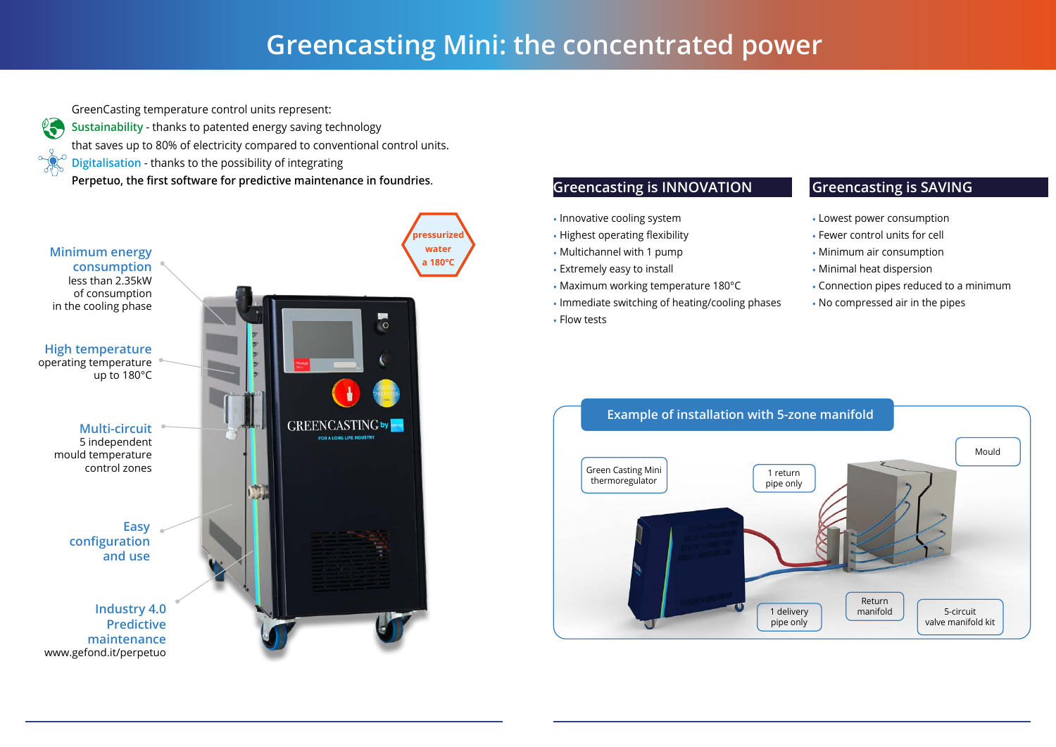# Greencasting Mini: the concentrated power

GreenCasting temperature control units represent:
**Sustainability** - thanks to patented energy saving technology that saves up to 80% of electricity compared to conventional control units.
**Digitalisation** - thanks to the possibility of integrating **Perpetuo, the first software for predictive maintenance in foundries**.

**Minimum energy consumption**
less than 2.35kW of consumption in the cooling phase

**High temperature**
operating temperature up to 180°C

**Multi-circuit**
5 independent mould temperature control zones

**Easy configuration and use**

**Industry 4.0 Predictive maintenance**
www.gefond.it/perpetuo

pressurized water a 180°C

## Greencasting is INNOVATION

- Innovative cooling system
- Highest operating flexibility
- Multichannel with 1 pump
- Extremely easy to install
- Maximum working temperature 180°C
- Immediate switching of heating/cooling phases
- Flow tests

## Greencasting is SAVING

- Lowest power consumption
- Fewer control units for cell
- Minimum air consumption
- Minimal heat dispersion
- Connection pipes reduced to a minimum
- No compressed air in the pipes

### Example of installation with 5-zone manifold

Green Casting Mini thermoregulator

1 return pipe only

Mould

1 delivery pipe only

Return manifold

5-circuit valve manifold kit